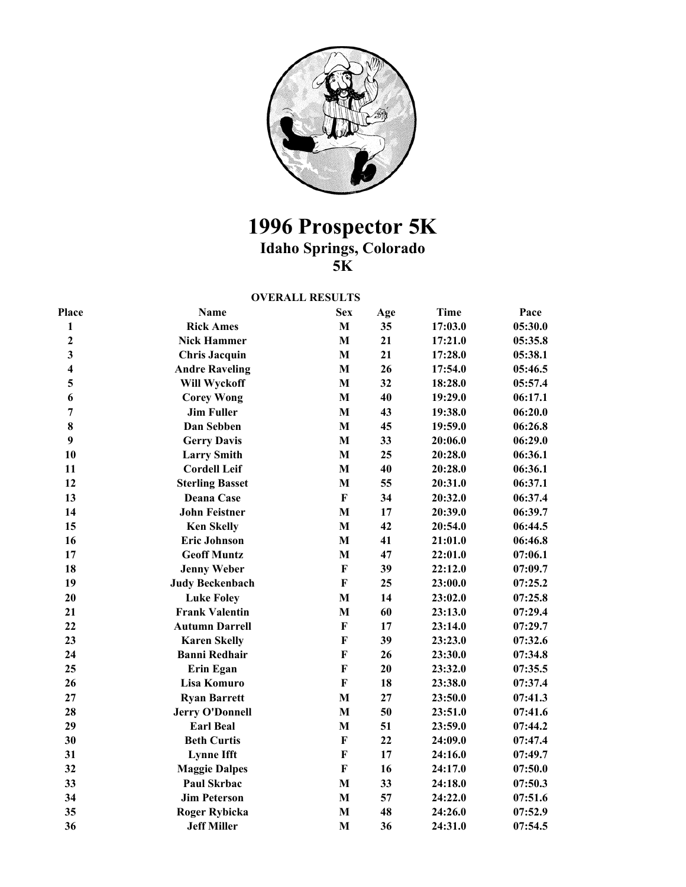# 1996 Prospector 5K
## Idaho Springs, Colorado
## 5K

**OVERALL RESULTS**

| Place | Name | Sex | Age | Time | Pace |
|---|---|---|---|---|---|
| 1 | Rick Ames | M | 35 | 17:03.0 | 05:30.0 |
| 2 | Nick Hammer | M | 21 | 17:21.0 | 05:35.8 |
| 3 | Chris Jacquin | M | 21 | 17:28.0 | 05:38.1 |
| 4 | Andre Raveling | M | 26 | 17:54.0 | 05:46.5 |
| 5 | Will Wyckoff | M | 32 | 18:28.0 | 05:57.4 |
| 6 | Corey Wong | M | 40 | 19:29.0 | 06:17.1 |
| 7 | Jim Fuller | M | 43 | 19:38.0 | 06:20.0 |
| 8 | Dan Sebben | M | 45 | 19:59.0 | 06:26.8 |
| 9 | Gerry Davis | M | 33 | 20:06.0 | 06:29.0 |
| 10 | Larry Smith | M | 25 | 20:28.0 | 06:36.1 |
| 11 | Cordell Leif | M | 40 | 20:28.0 | 06:36.1 |
| 12 | Sterling Basset | M | 55 | 20:31.0 | 06:37.1 |
| 13 | Deana Case | F | 34 | 20:32.0 | 06:37.4 |
| 14 | John Feistner | M | 17 | 20:39.0 | 06:39.7 |
| 15 | Ken Skelly | M | 42 | 20:54.0 | 06:44.5 |
| 16 | Eric Johnson | M | 41 | 21:01.0 | 06:46.8 |
| 17 | Geoff Muntz | M | 47 | 22:01.0 | 07:06.1 |
| 18 | Jenny Weber | F | 39 | 22:12.0 | 07:09.7 |
| 19 | Judy Beckenbach | F | 25 | 23:00.0 | 07:25.2 |
| 20 | Luke Foley | M | 14 | 23:02.0 | 07:25.8 |
| 21 | Frank Valentin | M | 60 | 23:13.0 | 07:29.4 |
| 22 | Autumn Darrell | F | 17 | 23:14.0 | 07:29.7 |
| 23 | Karen Skelly | F | 39 | 23:23.0 | 07:32.6 |
| 24 | Banni Redhair | F | 26 | 23:30.0 | 07:34.8 |
| 25 | Erin Egan | F | 20 | 23:32.0 | 07:35.5 |
| 26 | Lisa Komuro | F | 18 | 23:38.0 | 07:37.4 |
| 27 | Ryan Barrett | M | 27 | 23:50.0 | 07:41.3 |
| 28 | Jerry O'Donnell | M | 50 | 23:51.0 | 07:41.6 |
| 29 | Earl Beal | M | 51 | 23:59.0 | 07:44.2 |
| 30 | Beth Curtis | F | 22 | 24:09.0 | 07:47.4 |
| 31 | Lynne Ifft | F | 17 | 24:16.0 | 07:49.7 |
| 32 | Maggie Dalpes | F | 16 | 24:17.0 | 07:50.0 |
| 33 | Paul Skrbac | M | 33 | 24:18.0 | 07:50.3 |
| 34 | Jim Peterson | M | 57 | 24:22.0 | 07:51.6 |
| 35 | Roger Rybicka | M | 48 | 24:26.0 | 07:52.9 |
| 36 | Jeff Miller | M | 36 | 24:31.0 | 07:54.5 |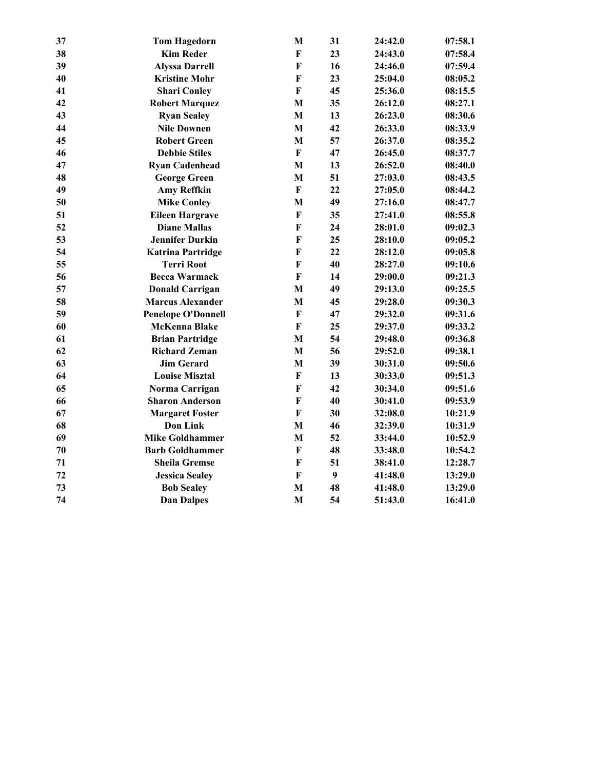| | | | | | |
|---|---|---|---|---|---|
| 37 | Tom Hagedorn | M | 31 | 24:42.0 | 07:58.1 |
| 38 | Kim Reder | F | 23 | 24:43.0 | 07:58.4 |
| 39 | Alyssa Darrell | F | 16 | 24:46.0 | 07:59.4 |
| 40 | Kristine Mohr | F | 23 | 25:04.0 | 08:05.2 |
| 41 | Shari Conley | F | 45 | 25:36.0 | 08:15.5 |
| 42 | Robert Marquez | M | 35 | 26:12.0 | 08:27.1 |
| 43 | Ryan Sealey | M | 13 | 26:23.0 | 08:30.6 |
| 44 | Nile Downen | M | 42 | 26:33.0 | 08:33.9 |
| 45 | Robert Green | M | 57 | 26:37.0 | 08:35.2 |
| 46 | Debbie Stiles | F | 47 | 26:45.0 | 08:37.7 |
| 47 | Ryan Cadenhead | M | 13 | 26:52.0 | 08:40.0 |
| 48 | George Green | M | 51 | 27:03.0 | 08:43.5 |
| 49 | Amy Reffkin | F | 22 | 27:05.0 | 08:44.2 |
| 50 | Mike Conley | M | 49 | 27:16.0 | 08:47.7 |
| 51 | Eileen Hargrave | F | 35 | 27:41.0 | 08:55.8 |
| 52 | Diane Mallas | F | 24 | 28:01.0 | 09:02.3 |
| 53 | Jennifer Durkin | F | 25 | 28:10.0 | 09:05.2 |
| 54 | Katrina Partridge | F | 22 | 28:12.0 | 09:05.8 |
| 55 | Terri Root | F | 40 | 28:27.0 | 09:10.6 |
| 56 | Becca Warmack | F | 14 | 29:00.0 | 09:21.3 |
| 57 | Donald Carrigan | M | 49 | 29:13.0 | 09:25.5 |
| 58 | Marcus Alexander | M | 45 | 29:28.0 | 09:30.3 |
| 59 | Penelope O'Donnell | F | 47 | 29:32.0 | 09:31.6 |
| 60 | McKenna Blake | F | 25 | 29:37.0 | 09:33.2 |
| 61 | Brian Partridge | M | 54 | 29:48.0 | 09:36.8 |
| 62 | Richard Zeman | M | 56 | 29:52.0 | 09:38.1 |
| 63 | Jim Gerard | M | 39 | 30:31.0 | 09:50.6 |
| 64 | Louise Misztal | F | 13 | 30:33.0 | 09:51.3 |
| 65 | Norma Carrigan | F | 42 | 30:34.0 | 09:51.6 |
| 66 | Sharon Anderson | F | 40 | 30:41.0 | 09:53.9 |
| 67 | Margaret Foster | F | 30 | 32:08.0 | 10:21.9 |
| 68 | Don Link | M | 46 | 32:39.0 | 10:31.9 |
| 69 | Mike Goldhammer | M | 52 | 33:44.0 | 10:52.9 |
| 70 | Barb Goldhammer | F | 48 | 33:48.0 | 10:54.2 |
| 71 | Sheila Gremse | F | 51 | 38:41.0 | 12:28.7 |
| 72 | Jessica Sealey | F | 9 | 41:48.0 | 13:29.0 |
| 73 | Bob Sealey | M | 48 | 41:48.0 | 13:29.0 |
| 74 | Dan Dalpes | M | 54 | 51:43.0 | 16:41.0 |